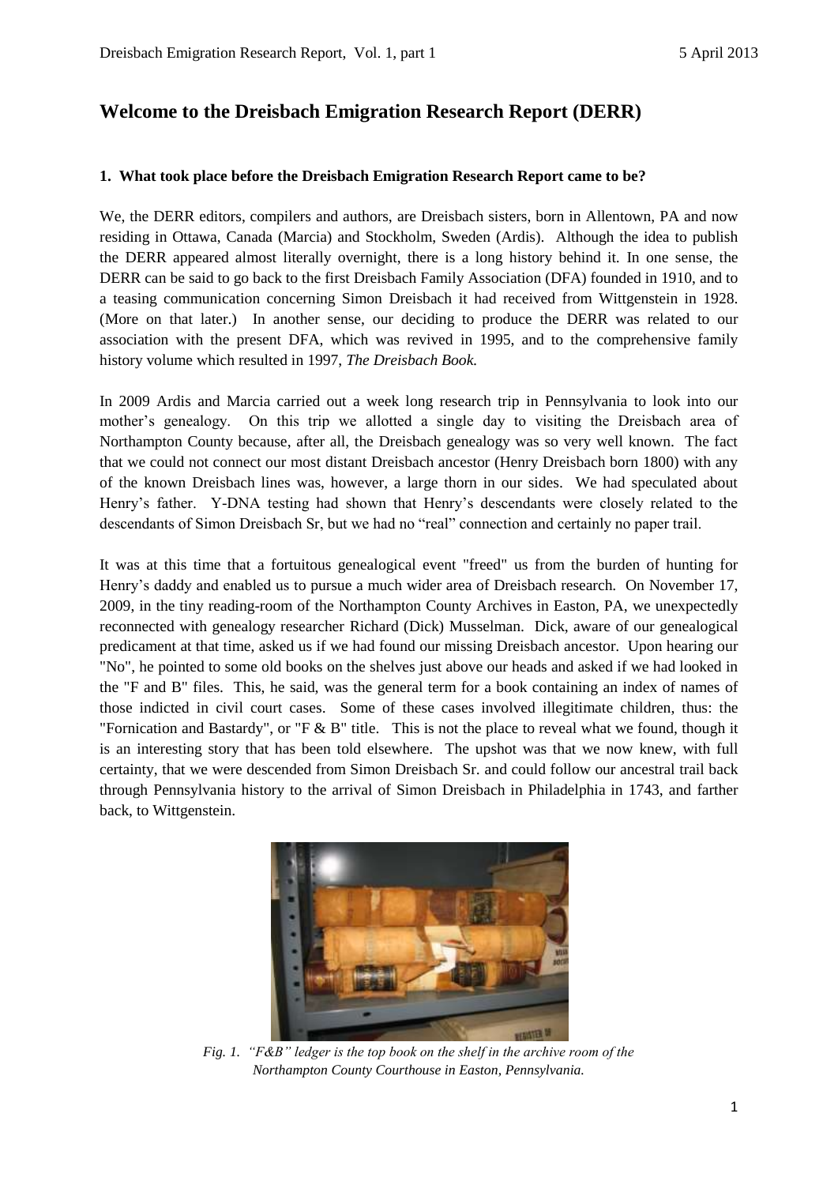# Welcome to the Dreisbach Emigration Research Report (DERR)

**1. What took place before the Dreisbach Emigration Research Report came to be?**

We, the DERR editors, compilers and authors, are Dreisbach sisters, born in Allentown, PA and now residing in Ottawa, Canada (Marcia) and Stockholm, Sweden (Ardis). Although the idea to publish the DERR appeared almost literally overnight, there is a long history behind it. In one sense, the DERR can be said to go back to the first Dreisbach Family Association (DFA) founded in 1910, and to a teasing communication concerning Simon Dreisbach it had received from Wittgenstein in 1928. (More on that later.) In another sense, our deciding to produce the DERR was related to our association with the present DFA, which was revived in 1995, and to the comprehensive family history volume which resulted in 1997, *The Dreisbach Book.*

In 2009 Ardis and Marcia carried out a week long research trip in Pennsylvania to look into our mother's genealogy. On this trip we allotted a single day to visiting the Dreisbach area of Northampton County because, after all, the Dreisbach genealogy was so very well known. The fact that we could not connect our most distant Dreisbach ancestor (Henry Dreisbach born 1800) with any of the known Dreisbach lines was, however, a large thorn in our sides. We had speculated about Henry's father. Y-DNA testing had shown that Henry's descendants were closely related to the descendants of Simon Dreisbach Sr, but we had no "real" connection and certainly no paper trail.

It was at this time that a fortuitous genealogical event "freed" us from the burden of hunting for Henry's daddy and enabled us to pursue a much wider area of Dreisbach research. On November 17, 2009, in the tiny reading-room of the Northampton County Archives in Easton, PA, we unexpectedly reconnected with genealogy researcher Richard (Dick) Musselman. Dick, aware of our genealogical predicament at that time, asked us if we had found our missing Dreisbach ancestor. Upon hearing our "No", he pointed to some old books on the shelves just above our heads and asked if we had looked in the "F and B" files. This, he said, was the general term for a book containing an index of names of those indicted in civil court cases. Some of these cases involved illegitimate children, thus: the "Fornication and Bastardy", or "F & B" title. This is not the place to reveal what we found, though it is an interesting story that has been told elsewhere. The upshot was that we now knew, with full certainty, that we were descended from Simon Dreisbach Sr. and could follow our ancestral trail back through Pennsylvania history to the arrival of Simon Dreisbach in Philadelphia in 1743, and farther back, to Wittgenstein.

*Fig. 1. "F&B" ledger is the top book on the shelf in the archive room of the Northampton County Courthouse in Easton, Pennsylvania.*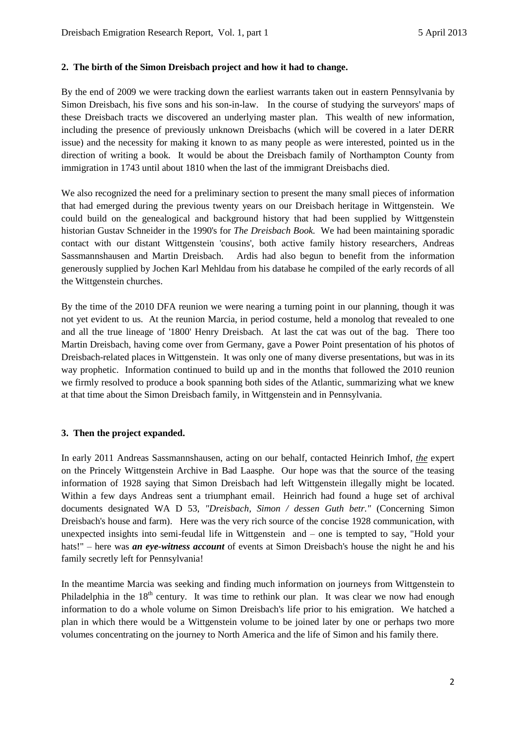## 2. The birth of the Simon Dreisbach project and how it had to change.

By the end of 2009 we were tracking down the earliest warrants taken out in eastern Pennsylvania by Simon Dreisbach, his five sons and his son-in-law. In the course of studying the surveyors' maps of these Dreisbach tracts we discovered an underlying master plan. This wealth of new information, including the presence of previously unknown Dreisbachs (which will be covered in a later DERR issue) and the necessity for making it known to as many people as were interested, pointed us in the direction of writing a book. It would be about the Dreisbach family of Northampton County from immigration in 1743 until about 1810 when the last of the immigrant Dreisbachs died.

We also recognized the need for a preliminary section to present the many small pieces of information that had emerged during the previous twenty years on our Dreisbach heritage in Wittgenstein. We could build on the genealogical and background history that had been supplied by Wittgenstein historian Gustav Schneider in the 1990's for *The Dreisbach Book.* We had been maintaining sporadic contact with our distant Wittgenstein 'cousins', both active family history researchers, Andreas Sassmannshausen and Martin Dreisbach. Ardis had also begun to benefit from the information generously supplied by Jochen Karl Mehldau from his database he compiled of the early records of all the Wittgenstein churches.

By the time of the 2010 DFA reunion we were nearing a turning point in our planning, though it was not yet evident to us. At the reunion Marcia, in period costume, held a monolog that revealed to one and all the true lineage of '1800' Henry Dreisbach. At last the cat was out of the bag. There too Martin Dreisbach, having come over from Germany, gave a Power Point presentation of his photos of Dreisbach-related places in Wittgenstein. It was only one of many diverse presentations, but was in its way prophetic. Information continued to build up and in the months that followed the 2010 reunion we firmly resolved to produce a book spanning both sides of the Atlantic, summarizing what we knew at that time about the Simon Dreisbach family, in Wittgenstein and in Pennsylvania.

## 3. Then the project expanded.

In early 2011 Andreas Sassmannshausen, acting on our behalf, contacted Heinrich Imhof, *the* expert on the Princely Wittgenstein Archive in Bad Laasphe. Our hope was that the source of the teasing information of 1928 saying that Simon Dreisbach had left Wittgenstein illegally might be located. Within a few days Andreas sent a triumphant email. Heinrich had found a huge set of archival documents designated WA D 53, *"Dreisbach, Simon / dessen Guth betr."* (Concerning Simon Dreisbach's house and farm). Here was the very rich source of the concise 1928 communication, with unexpected insights into semi-feudal life in Wittgenstein and – one is tempted to say, "Hold your hats!" – here was ***an eye-witness account*** of events at Simon Dreisbach's house the night he and his family secretly left for Pennsylvania!

In the meantime Marcia was seeking and finding much information on journeys from Wittgenstein to Philadelphia in the 18th century. It was time to rethink our plan. It was clear we now had enough information to do a whole volume on Simon Dreisbach's life prior to his emigration. We hatched a plan in which there would be a Wittgenstein volume to be joined later by one or perhaps two more volumes concentrating on the journey to North America and the life of Simon and his family there.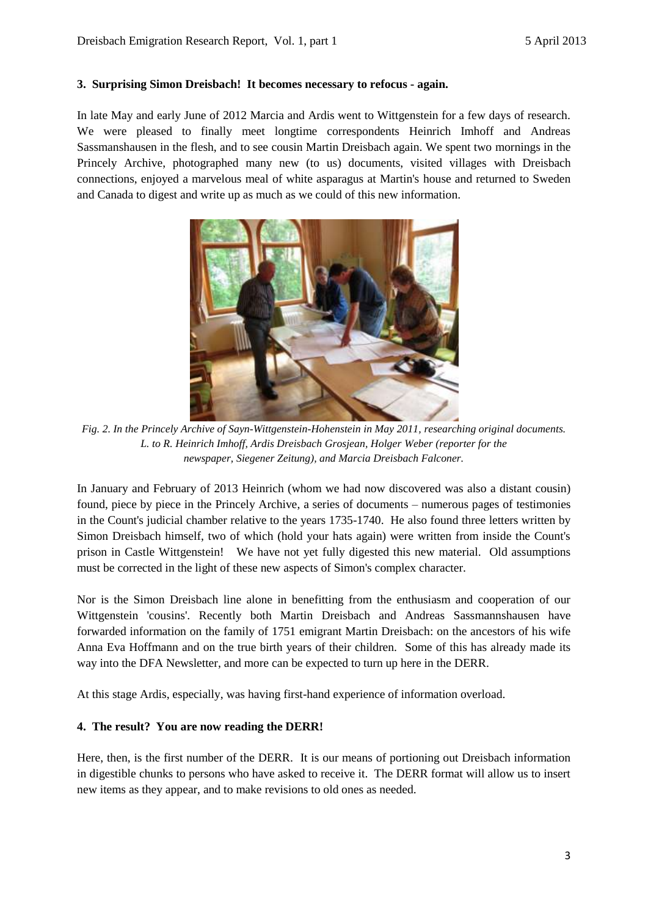**3. Surprising Simon Dreisbach! It becomes necessary to refocus - again.**

In late May and early June of 2012 Marcia and Ardis went to Wittgenstein for a few days of research. We were pleased to finally meet longtime correspondents Heinrich Imhoff and Andreas Sassmanshausen in the flesh, and to see cousin Martin Dreisbach again. We spent two mornings in the Princely Archive, photographed many new (to us) documents, visited villages with Dreisbach connections, enjoyed a marvelous meal of white asparagus at Martin's house and returned to Sweden and Canada to digest and write up as much as we could of this new information.

*Fig. 2. In the Princely Archive of Sayn-Wittgenstein-Hohenstein in May 2011, researching original documents. L. to R. Heinrich Imhoff, Ardis Dreisbach Grosjean, Holger Weber (reporter for the newspaper, Siegener Zeitung), and Marcia Dreisbach Falconer.*

In January and February of 2013 Heinrich (whom we had now discovered was also a distant cousin) found, piece by piece in the Princely Archive, a series of documents – numerous pages of testimonies in the Count's judicial chamber relative to the years 1735-1740. He also found three letters written by Simon Dreisbach himself, two of which (hold your hats again) were written from inside the Count's prison in Castle Wittgenstein! We have not yet fully digested this new material. Old assumptions must be corrected in the light of these new aspects of Simon's complex character.

Nor is the Simon Dreisbach line alone in benefitting from the enthusiasm and cooperation of our Wittgenstein 'cousins'. Recently both Martin Dreisbach and Andreas Sassmannshausen have forwarded information on the family of 1751 emigrant Martin Dreisbach: on the ancestors of his wife Anna Eva Hoffmann and on the true birth years of their children. Some of this has already made its way into the DFA Newsletter, and more can be expected to turn up here in the DERR.

At this stage Ardis, especially, was having first-hand experience of information overload.

**4. The result? You are now reading the DERR!**

Here, then, is the first number of the DERR. It is our means of portioning out Dreisbach information in digestible chunks to persons who have asked to receive it. The DERR format will allow us to insert new items as they appear, and to make revisions to old ones as needed.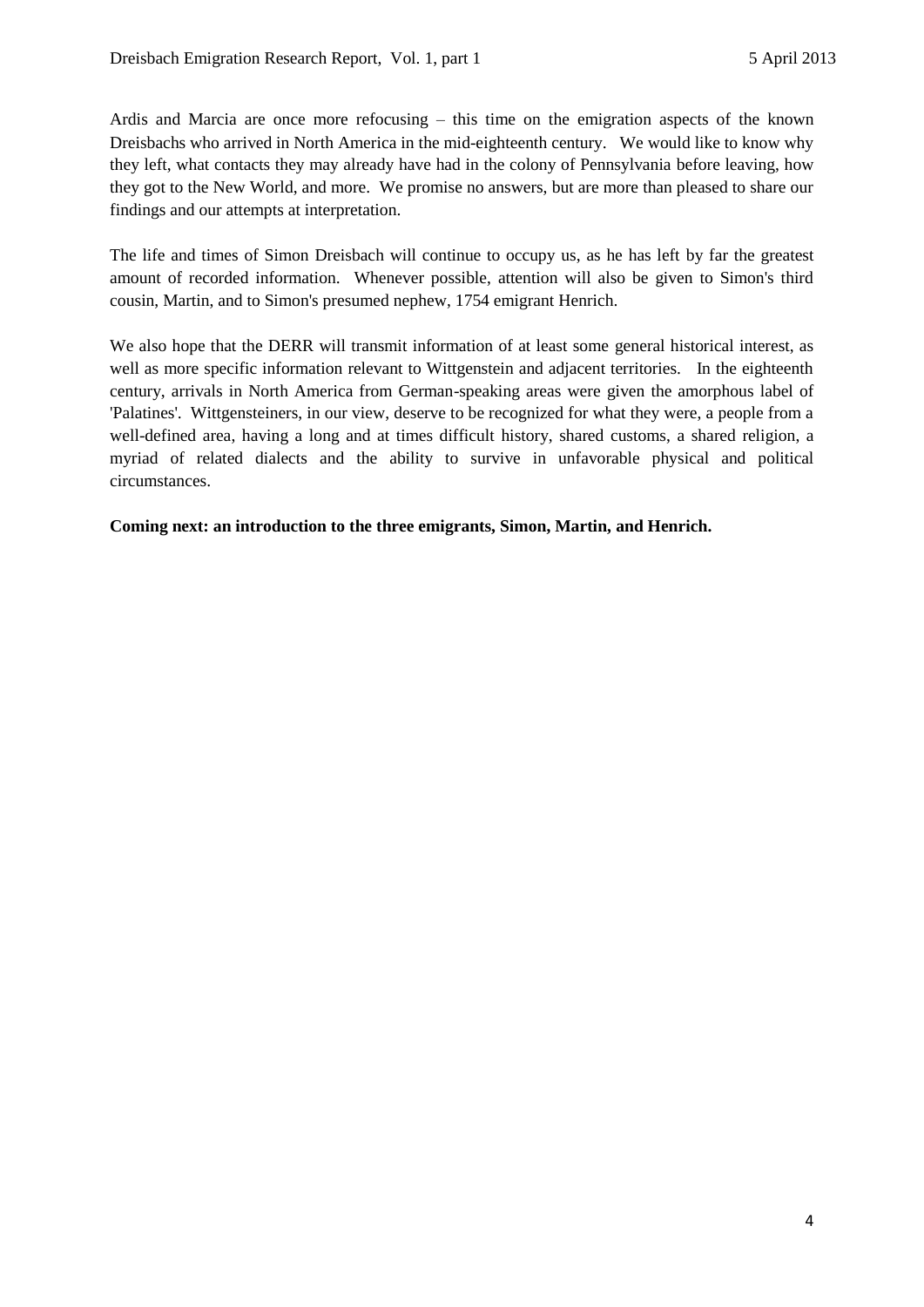Ardis and Marcia are once more refocusing – this time on the emigration aspects of the known Dreisbachs who arrived in North America in the mid-eighteenth century. We would like to know why they left, what contacts they may already have had in the colony of Pennsylvania before leaving, how they got to the New World, and more. We promise no answers, but are more than pleased to share our findings and our attempts at interpretation.

The life and times of Simon Dreisbach will continue to occupy us, as he has left by far the greatest amount of recorded information. Whenever possible, attention will also be given to Simon's third cousin, Martin, and to Simon's presumed nephew, 1754 emigrant Henrich.

We also hope that the DERR will transmit information of at least some general historical interest, as well as more specific information relevant to Wittgenstein and adjacent territories. In the eighteenth century, arrivals in North America from German-speaking areas were given the amorphous label of 'Palatines'. Wittgensteiners, in our view, deserve to be recognized for what they were, a people from a well-defined area, having a long and at times difficult history, shared customs, a shared religion, a myriad of related dialects and the ability to survive in unfavorable physical and political circumstances.

**Coming next: an introduction to the three emigrants, Simon, Martin, and Henrich.**